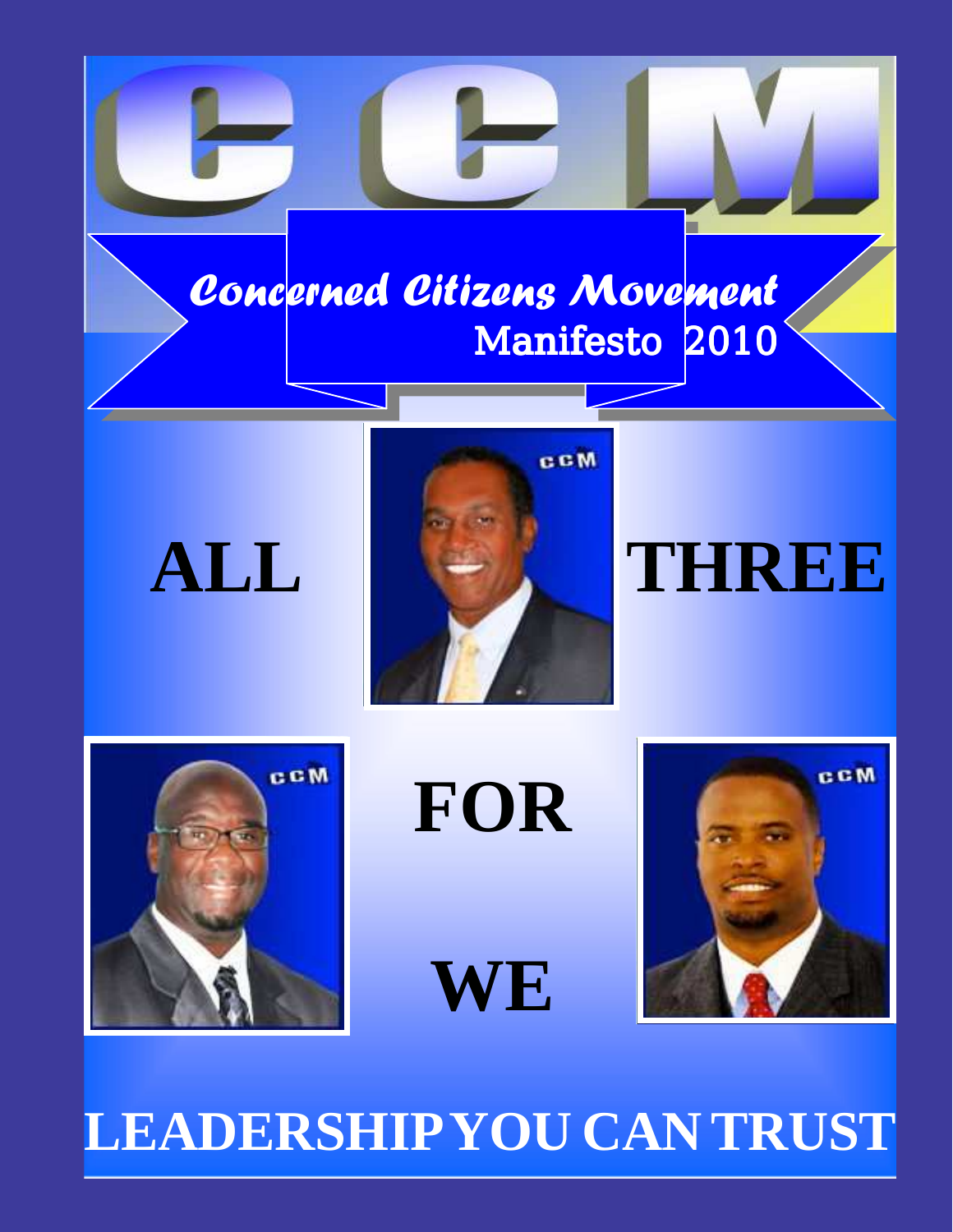# CCM

## Concerned Citizens Movement

### Manifesto 2010

**ALL THREE**

**FOR**

**WE**

**LEADERSHIP YOU CAN TRUST**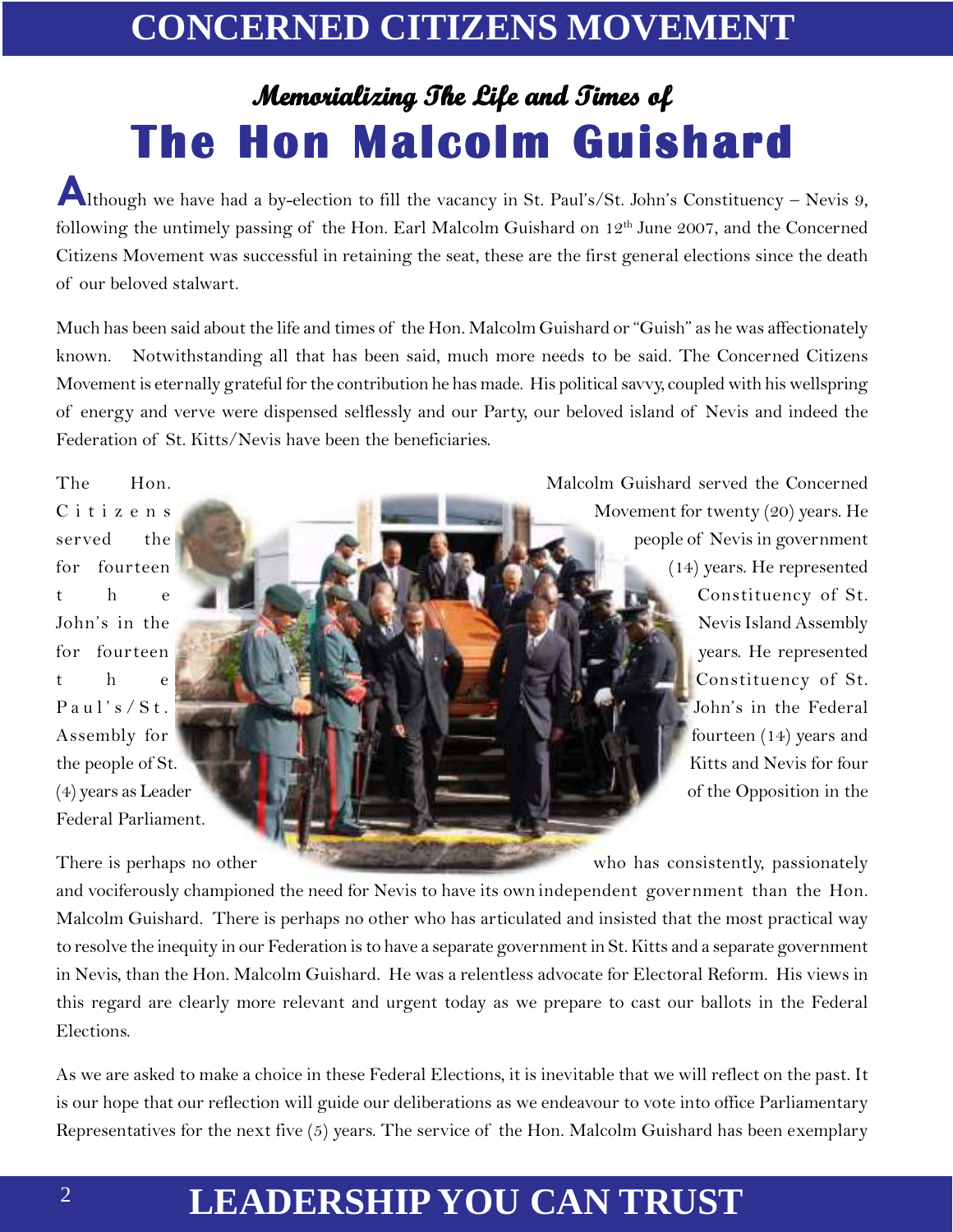## *Memorializing The Life and Times of*

# The Hon Malcolm Guishard

Although we have had a by-election to fill the vacancy in St. Paul's/St. John's Constituency – Nevis 9, following the untimely passing of the Hon. Earl Malcolm Guishard on 12th June 2007, and the Concerned Citizens Movement was successful in retaining the seat, these are the first general elections since the death of our beloved stalwart.

Much has been said about the life and times of the Hon. Malcolm Guishard or "Guish" as he was affectionately known. Notwithstanding all that has been said, much more needs to be said. The Concerned Citizens Movement is eternally grateful for the contribution he has made. His political savvy, coupled with his wellspring of energy and verve were dispensed selflessly and our Party, our beloved island of Nevis and indeed the Federation of St. Kitts/Nevis have been the beneficiaries.

The Hon. Malcolm Guishard served the Concerned Citizens Movement for twenty (20) years. He served the people of Nevis in government for fourteen (14) years. He represented the Constituency of St. John's in the Nevis Island Assembly for fourteen years. He represented the Constituency of St. Paul's/St. John's in the Federal Assembly for fourteen (14) years and the people of St. Kitts and Nevis for four (4) years as Leader of the Opposition in the Federal Parliament.

There is perhaps no other who has consistently, passionately and vociferously championed the need for Nevis to have its own independent government than the Hon. Malcolm Guishard. There is perhaps no other who has articulated and insisted that the most practical way to resolve the inequity in our Federation is to have a separate government in St. Kitts and a separate government in Nevis, than the Hon. Malcolm Guishard. He was a relentless advocate for Electoral Reform. His views in this regard are clearly more relevant and urgent today as we prepare to cast our ballots in the Federal Elections.

As we are asked to make a choice in these Federal Elections, it is inevitable that we will reflect on the past. It is our hope that our reflection will guide our deliberations as we endeavour to vote into office Parliamentary Representatives for the next five (5) years. The service of the Hon. Malcolm Guishard has been exemplary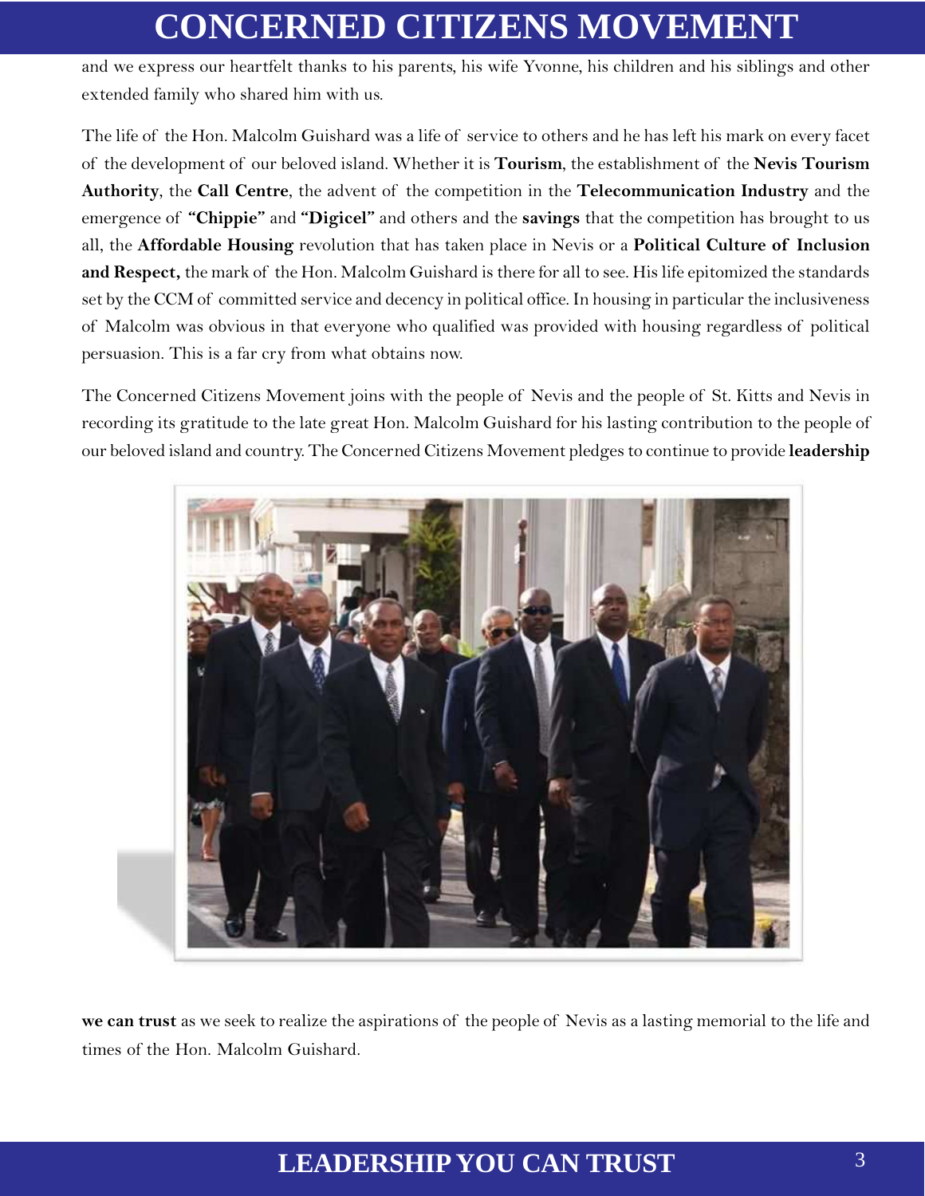and we express our heartfelt thanks to his parents, his wife Yvonne, his children and his siblings and other extended family who shared him with us.

The life of the Hon. Malcolm Guishard was a life of service to others and he has left his mark on every facet of the development of our beloved island. Whether it is **Tourism**, the establishment of the **Nevis Tourism Authority**, the **Call Centre**, the advent of the competition in the **Telecommunication Industry** and the emergence of **"Chippie"** and **"Digicel"** and others and the **savings** that the competition has brought to us all, the **Affordable Housing** revolution that has taken place in Nevis or a **Political Culture of Inclusion and Respect,** the mark of the Hon. Malcolm Guishard is there for all to see. His life epitomized the standards set by the CCM of committed service and decency in political office. In housing in particular the inclusiveness of Malcolm was obvious in that everyone who qualified was provided with housing regardless of political persuasion. This is a far cry from what obtains now.

The Concerned Citizens Movement joins with the people of Nevis and the people of St. Kitts and Nevis in recording its gratitude to the late great Hon. Malcolm Guishard for his lasting contribution to the people of our beloved island and country. The Concerned Citizens Movement pledges to continue to provide **leadership we can trust** as we seek to realize the aspirations of the people of Nevis as a lasting memorial to the life and times of the Hon. Malcolm Guishard.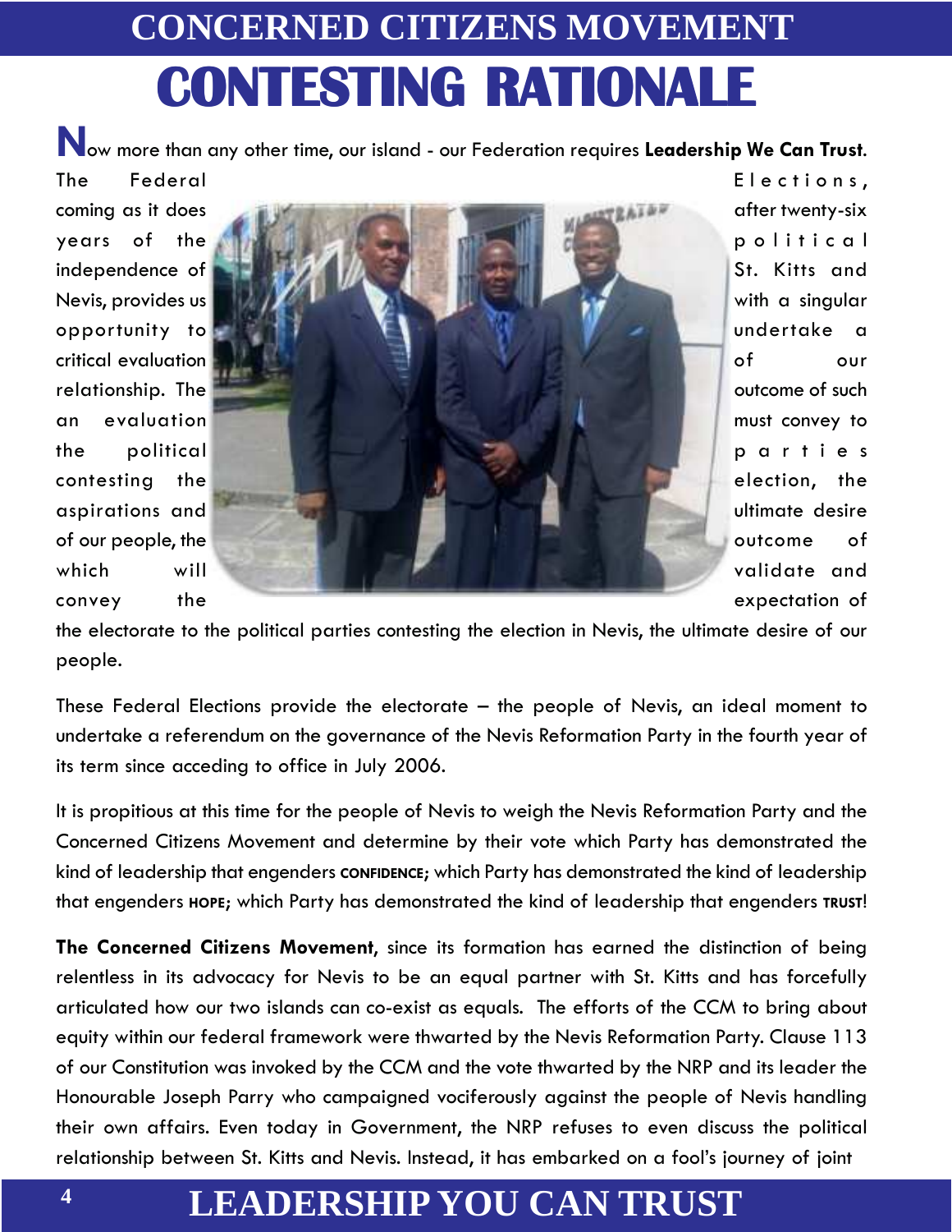# CONCERNED CITIZENS MOVEMENT

# CONTESTING RATIONALE

Now more than any other time, our island - our Federation requires **Leadership We Can Trust**. The Federal Elections, coming as it does after twenty-six years of the political independence of St. Kitts and Nevis, provides us with a singular opportunity to undertake a critical evaluation of our relationship. The outcome of such an evaluation must convey to the political parties contesting the election, the aspirations and ultimate desire of our people, the outcome of which will validate and convey the expectation of the electorate to the political parties contesting the election in Nevis, the ultimate desire of our people.

These Federal Elections provide the electorate – the people of Nevis, an ideal moment to undertake a referendum on the governance of the Nevis Reformation Party in the fourth year of its term since acceding to office in July 2006.

It is propitious at this time for the people of Nevis to weigh the Nevis Reformation Party and the Concerned Citizens Movement and determine by their vote which Party has demonstrated the kind of leadership that engenders **CONFIDENCE**; which Party has demonstrated the kind of leadership that engenders **HOPE**; which Party has demonstrated the kind of leadership that engenders **TRUST**!

**The Concerned Citizens Movement**, since its formation has earned the distinction of being relentless in its advocacy for Nevis to be an equal partner with St. Kitts and has forcefully articulated how our two islands can co-exist as equals. The efforts of the CCM to bring about equity within our federal framework were thwarted by the Nevis Reformation Party. Clause 113 of our Constitution was invoked by the CCM and the vote thwarted by the NRP and its leader the Honourable Joseph Parry who campaigned vociferously against the people of Nevis handling their own affairs. Even today in Government, the NRP refuses to even discuss the political relationship between St. Kitts and Nevis. Instead, it has embarked on a fool's journey of joint

**LEADERSHIP YOU CAN TRUST**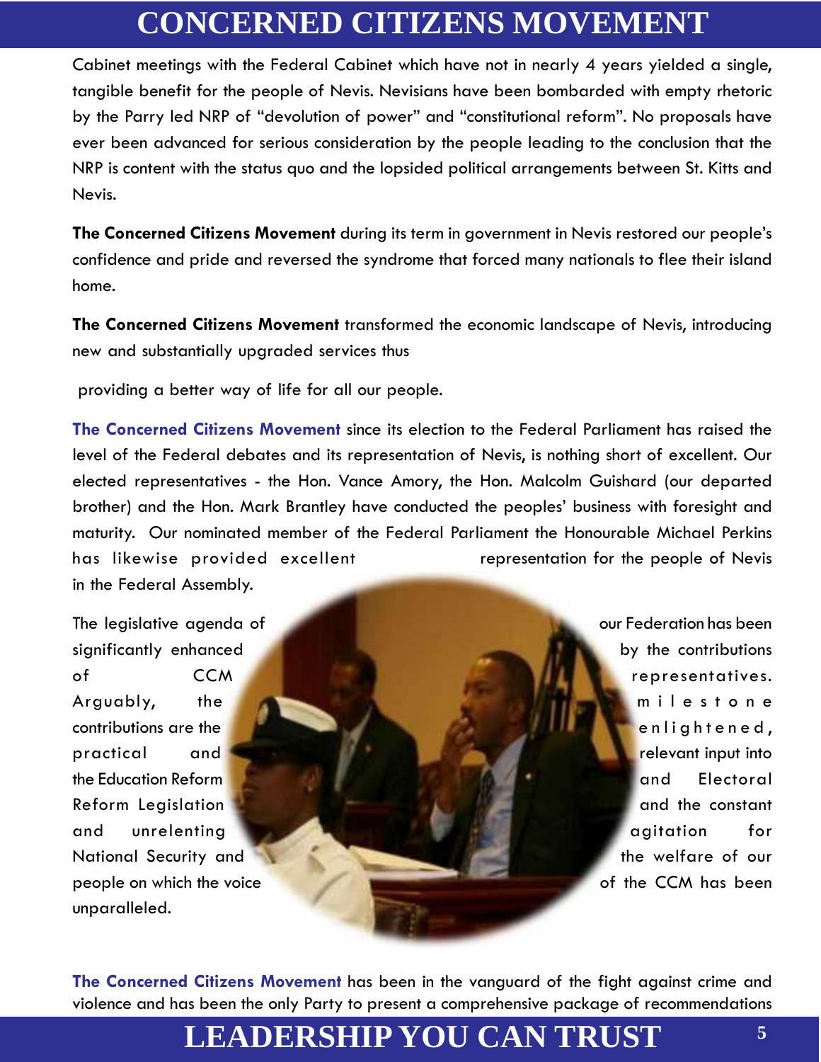Cabinet meetings with the Federal Cabinet which have not in nearly 4 years yielded a single, tangible benefit for the people of Nevis. Nevisians have been bombarded with empty rhetoric by the Parry led NRP of "devolution of power" and "constitutional reform". No proposals have ever been advanced for serious consideration by the people leading to the conclusion that the NRP is content with the status quo and the lopsided political arrangements between St. Kitts and Nevis.

**The Concerned Citizens Movement** during its term in government in Nevis restored our people's confidence and pride and reversed the syndrome that forced many nationals to flee their island home.

**The Concerned Citizens Movement** transformed the economic landscape of Nevis, introducing new and substantially upgraded services thus providing a better way of life for all our people.

**The Concerned Citizens Movement** since its election to the Federal Parliament has raised the level of the Federal debates and its representation of Nevis, is nothing short of excellent. Our elected representatives - the Hon. Vance Amory, the Hon. Malcolm Guishard (our departed brother) and the Hon. Mark Brantley have conducted the peoples' business with foresight and maturity. Our nominated member of the Federal Parliament the Honourable Michael Perkins has likewise provided excellent representation for the people of Nevis in the Federal Assembly.

The legislative agenda of our Federation has been significantly enhanced by the contributions of CCM representatives. Arguably, the milestone contributions are the enlightened, practical and relevant input into the Education Reform and Electoral Reform Legislation and the constant and unrelenting agitation for National Security and the welfare of our people on which the voice of the CCM has been unparalleled.

**The Concerned Citizens Movement** has been in the vanguard of the fight against crime and violence and has been the only Party to present a comprehensive package of recommendations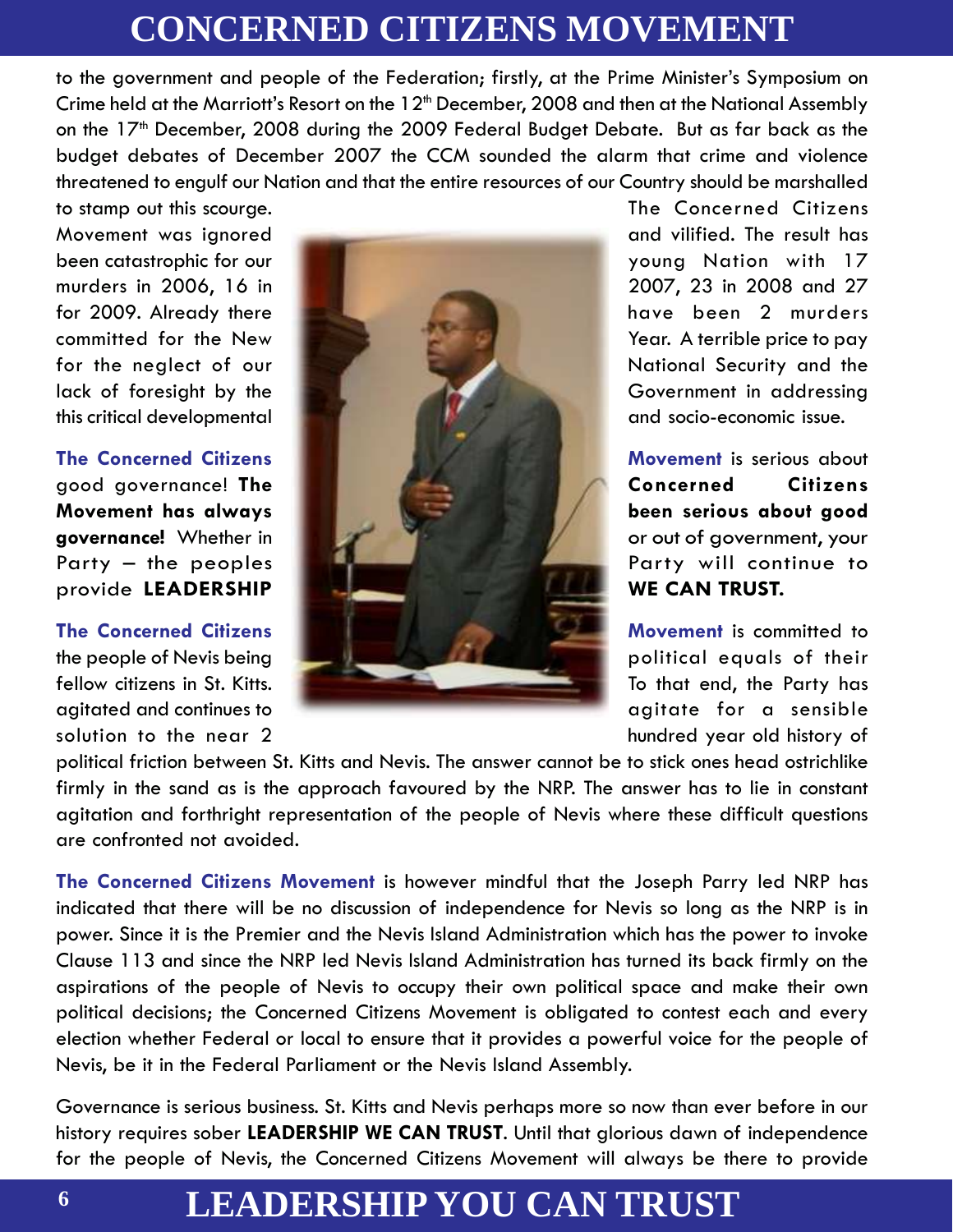to the government and people of the Federation; firstly, at the Prime Minister's Symposium on Crime held at the Marriott's Resort on the 12th December, 2008 and then at the National Assembly on the 17th December, 2008 during the 2009 Federal Budget Debate. But as far back as the budget debates of December 2007 the CCM sounded the alarm that crime and violence threatened to engulf our Nation and that the entire resources of our Country should be marshalled to stamp out this scourge. The Concerned Citizens Movement was ignored and vilified. The result has been catastrophic for our young Nation with 17 murders in 2006, 16 in 2007, 23 in 2008 and 27 for 2009. Already there have been 2 murders committed for the New Year. A terrible price to pay for the neglect of our National Security and the lack of foresight by the Government in addressing this critical developmental and socio-economic issue.

**The Concerned Citizens Movement** is serious about good governance! **The Concerned Citizens Movement has always been serious about good governance!** Whether in or out of government, your Party – the peoples Party will continue to provide **LEADERSHIP WE CAN TRUST.**

**The Concerned Citizens Movement** is committed to the people of Nevis being political equals of their fellow citizens in St. Kitts. To that end, the Party has agitated and continues to agitate for a sensible solution to the near 2 hundred year old history of political friction between St. Kitts and Nevis. The answer cannot be to stick ones head ostrichlike firmly in the sand as is the approach favoured by the NRP. The answer has to lie in constant agitation and forthright representation of the people of Nevis where these difficult questions are confronted not avoided.

**The Concerned Citizens Movement** is however mindful that the Joseph Parry led NRP has indicated that there will be no discussion of independence for Nevis so long as the NRP is in power. Since it is the Premier and the Nevis Island Administration which has the power to invoke Clause 113 and since the NRP led Nevis Island Administration has turned its back firmly on the aspirations of the people of Nevis to occupy their own political space and make their own political decisions; the Concerned Citizens Movement is obligated to contest each and every election whether Federal or local to ensure that it provides a powerful voice for the people of Nevis, be it in the Federal Parliament or the Nevis Island Assembly.

Governance is serious business. St. Kitts and Nevis perhaps more so now than ever before in our history requires sober **LEADERSHIP WE CAN TRUST**. Until that glorious dawn of independence for the people of Nevis, the Concerned Citizens Movement will always be there to provide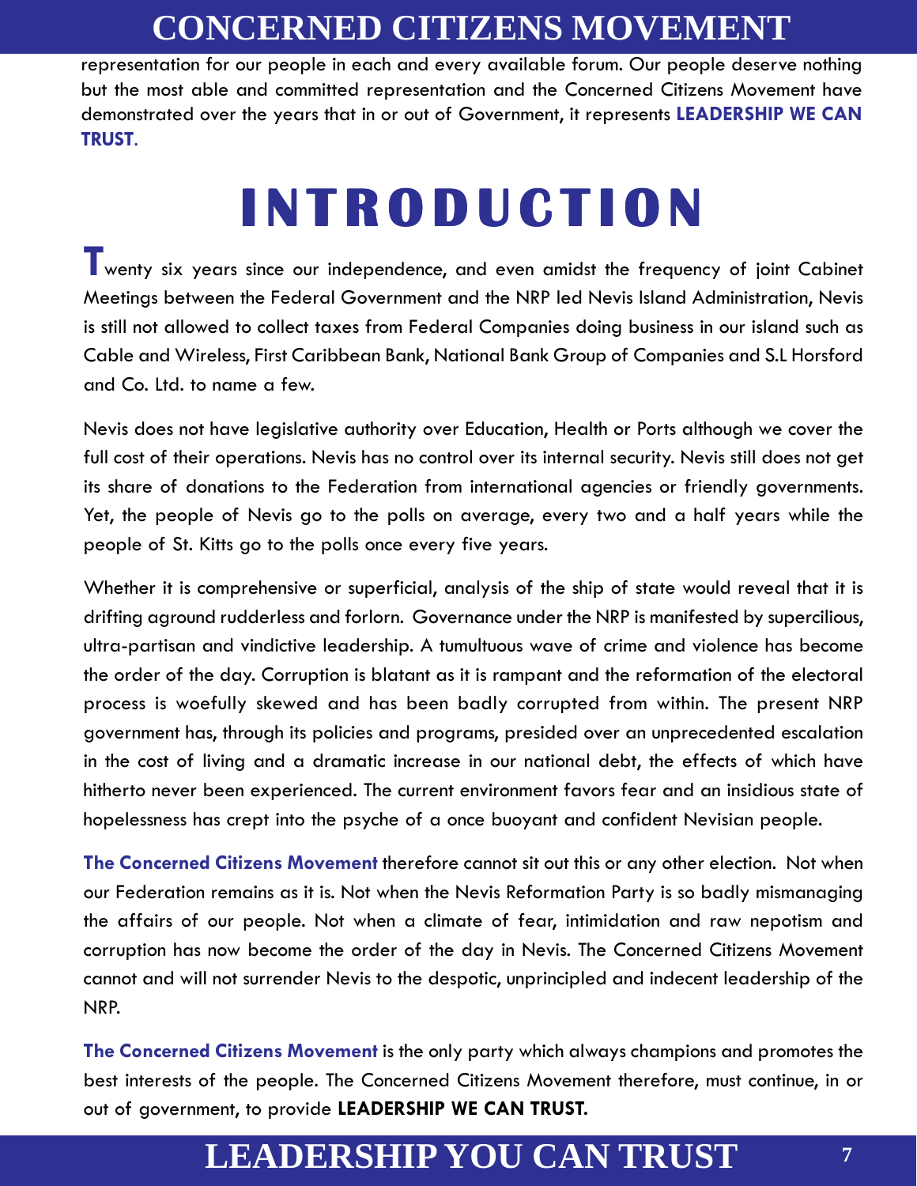representation for our people in each and every available forum. Our people deserve nothing but the most able and committed representation and the Concerned Citizens Movement have demonstrated over the years that in or out of Government, it represents **LEADERSHIP WE CAN TRUST**.

# INTRODUCTION

Twenty six years since our independence, and even amidst the frequency of joint Cabinet Meetings between the Federal Government and the NRP led Nevis Island Administration, Nevis is still not allowed to collect taxes from Federal Companies doing business in our island such as Cable and Wireless, First Caribbean Bank, National Bank Group of Companies and S.L Horsford and Co. Ltd. to name a few.

Nevis does not have legislative authority over Education, Health or Ports although we cover the full cost of their operations. Nevis has no control over its internal security. Nevis still does not get its share of donations to the Federation from international agencies or friendly governments. Yet, the people of Nevis go to the polls on average, every two and a half years while the people of St. Kitts go to the polls once every five years.

Whether it is comprehensive or superficial, analysis of the ship of state would reveal that it is drifting aground rudderless and forlorn. Governance under the NRP is manifested by supercilious, ultra-partisan and vindictive leadership. A tumultuous wave of crime and violence has become the order of the day. Corruption is blatant as it is rampant and the reformation of the electoral process is woefully skewed and has been badly corrupted from within. The present NRP government has, through its policies and programs, presided over an unprecedented escalation in the cost of living and a dramatic increase in our national debt, the effects of which have hitherto never been experienced. The current environment favors fear and an insidious state of hopelessness has crept into the psyche of a once buoyant and confident Nevisian people.

**The Concerned Citizens Movement** therefore cannot sit out this or any other election. Not when our Federation remains as it is. Not when the Nevis Reformation Party is so badly mismanaging the affairs of our people. Not when a climate of fear, intimidation and raw nepotism and corruption has now become the order of the day in Nevis. The Concerned Citizens Movement cannot and will not surrender Nevis to the despotic, unprincipled and indecent leadership of the NRP.

**The Concerned Citizens Movement** is the only party which always champions and promotes the best interests of the people. The Concerned Citizens Movement therefore, must continue, in or out of government, to provide **LEADERSHIP WE CAN TRUST.**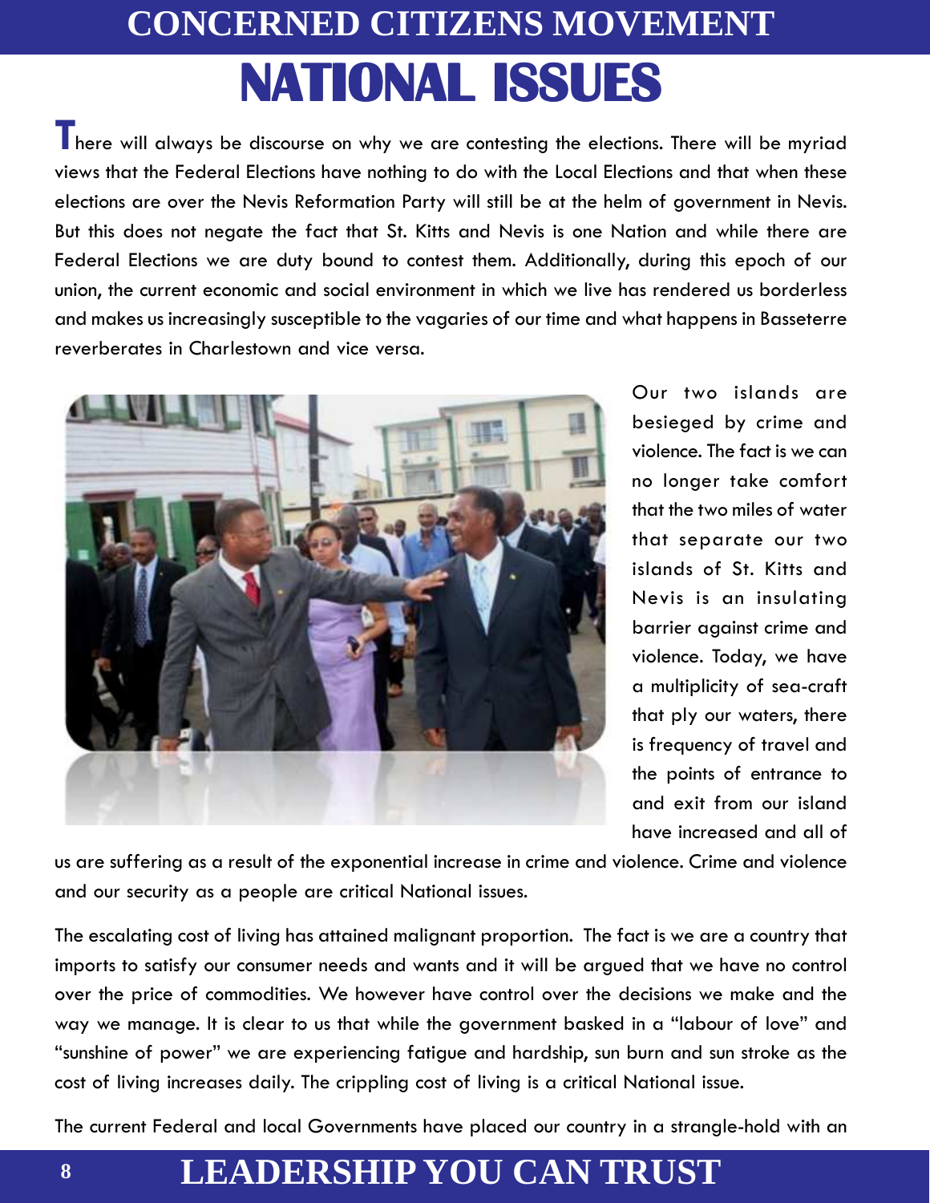# NATIONAL ISSUES

There will always be discourse on why we are contesting the elections. There will be myriad views that the Federal Elections have nothing to do with the Local Elections and that when these elections are over the Nevis Reformation Party will still be at the helm of government in Nevis. But this does not negate the fact that St. Kitts and Nevis is one Nation and while there are Federal Elections we are duty bound to contest them. Additionally, during this epoch of our union, the current economic and social environment in which we live has rendered us borderless and makes us increasingly susceptible to the vagaries of our time and what happens in Basseterre reverberates in Charlestown and vice versa.

Our two islands are besieged by crime and violence. The fact is we can no longer take comfort that the two miles of water that separate our two islands of St. Kitts and Nevis is an insulating barrier against crime and violence. Today, we have a multiplicity of sea-craft that ply our waters, there is frequency of travel and the points of entrance to and exit from our island have increased and all of us are suffering as a result of the exponential increase in crime and violence. Crime and violence and our security as a people are critical National issues.

The escalating cost of living has attained malignant proportion. The fact is we are a country that imports to satisfy our consumer needs and wants and it will be argued that we have no control over the price of commodities. We however have control over the decisions we make and the way we manage. It is clear to us that while the government basked in a "labour of love" and "sunshine of power" we are experiencing fatigue and hardship, sun burn and sun stroke as the cost of living increases daily. The crippling cost of living is a critical National issue.

The current Federal and local Governments have placed our country in a strangle-hold with an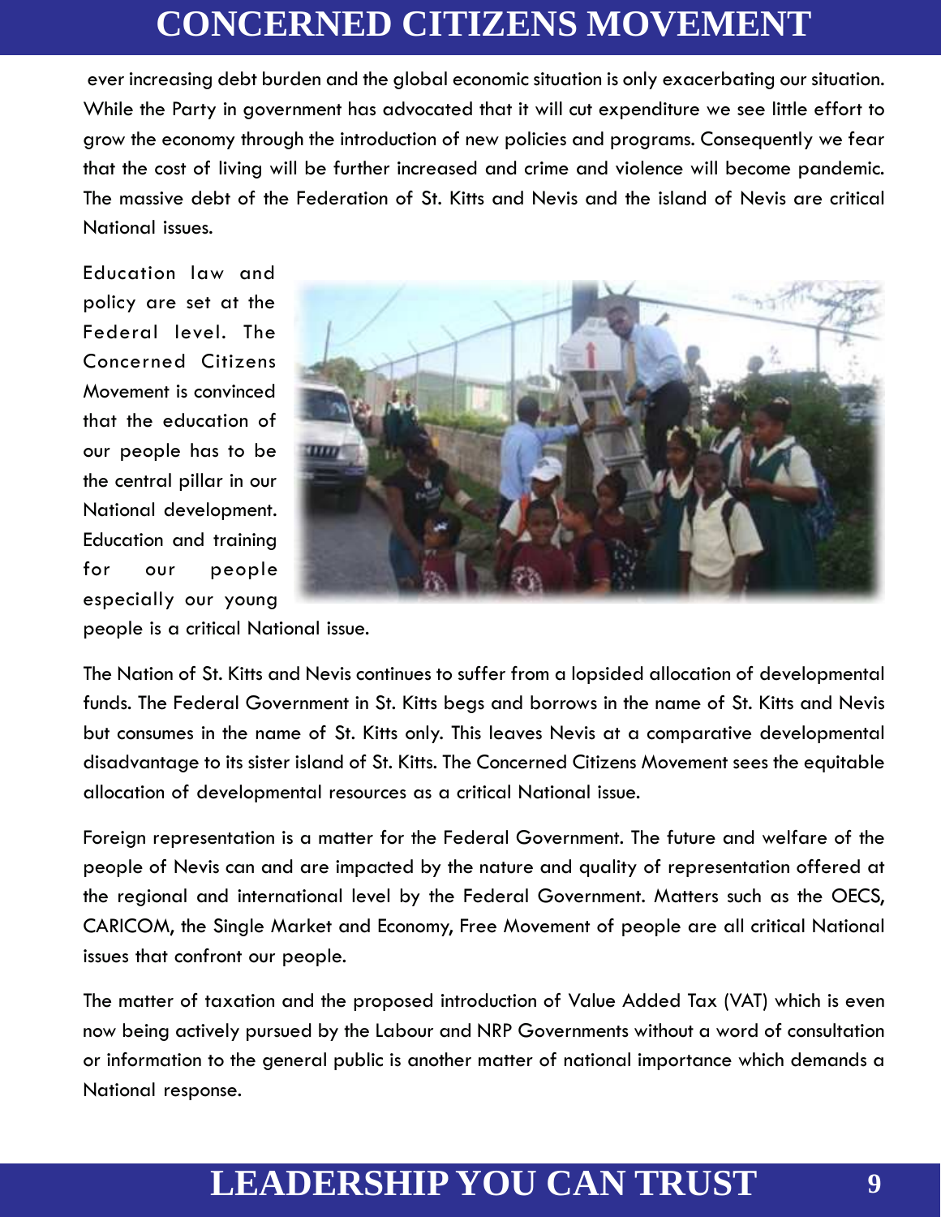ever increasing debt burden and the global economic situation is only exacerbating our situation. While the Party in government has advocated that it will cut expenditure we see little effort to grow the economy through the introduction of new policies and programs. Consequently we fear that the cost of living will be further increased and crime and violence will become pandemic. The massive debt of the Federation of St. Kitts and Nevis and the island of Nevis are critical National issues.

Education law and policy are set at the Federal level. The Concerned Citizens Movement is convinced that the education of our people has to be the central pillar in our National development. Education and training for our people especially our young people is a critical National issue.

The Nation of St. Kitts and Nevis continues to suffer from a lopsided allocation of developmental funds. The Federal Government in St. Kitts begs and borrows in the name of St. Kitts and Nevis but consumes in the name of St. Kitts only. This leaves Nevis at a comparative developmental disadvantage to its sister island of St. Kitts. The Concerned Citizens Movement sees the equitable allocation of developmental resources as a critical National issue.

Foreign representation is a matter for the Federal Government. The future and welfare of the people of Nevis can and are impacted by the nature and quality of representation offered at the regional and international level by the Federal Government. Matters such as the OECS, CARICOM, the Single Market and Economy, Free Movement of people are all critical National issues that confront our people.

The matter of taxation and the proposed introduction of Value Added Tax (VAT) which is even now being actively pursued by the Labour and NRP Governments without a word of consultation or information to the general public is another matter of national importance which demands a National response.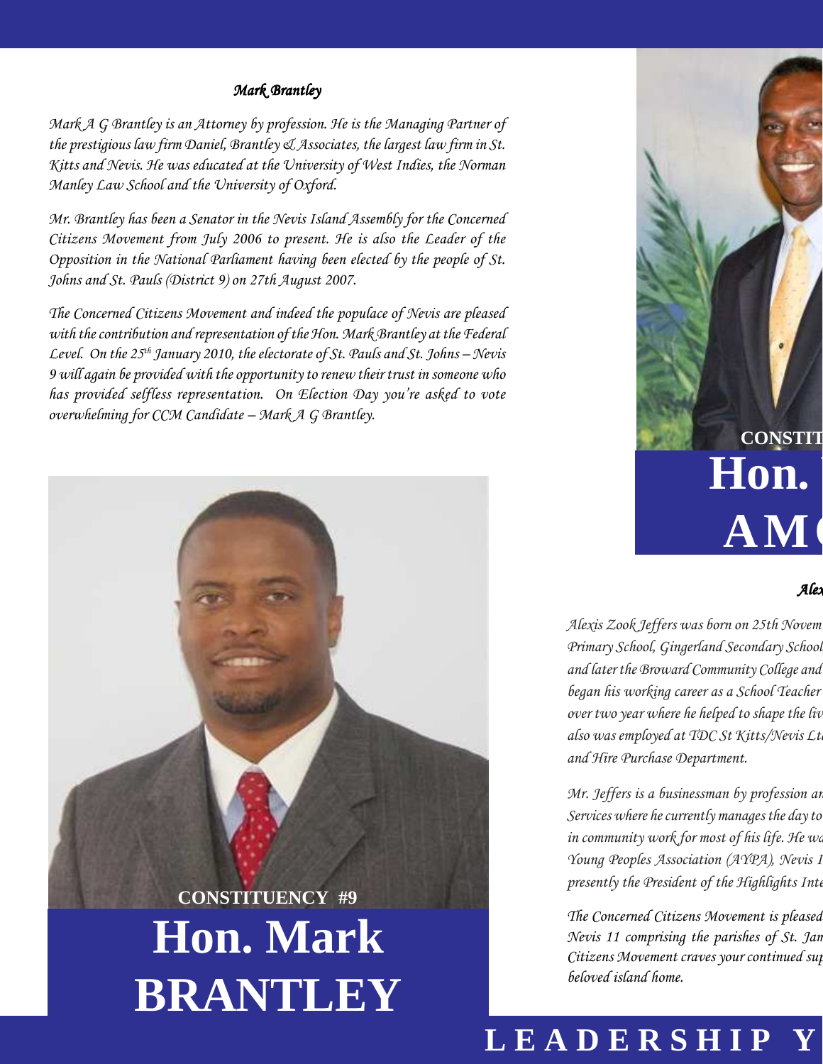### *Mark Brantley*

*Mark A G Brantley is an Attorney by profession. He is the Managing Partner of the prestigious law firm Daniel, Brantley & Associates, the largest law firm in St. Kitts and Nevis. He was educated at the University of West Indies, the Norman Manley Law School and the University of Oxford.*

*Mr. Brantley has been a Senator in the Nevis Island Assembly for the Concerned Citizens Movement from July 2006 to present. He is also the Leader of the Opposition in the National Parliament having been elected by the people of St. Johns and St. Pauls (District 9) on 27th August 2007.*

*The Concerned Citizens Movement and indeed the populace of Nevis are pleased with the contribution and representation of the Hon. Mark Brantley at the Federal Level. On the 25th January 2010, the electorate of St. Pauls and St. Johns – Nevis 9 will again be provided with the opportunity to renew their trust in someone who has provided selfless representation. On Election Day you're asked to vote overwhelming for CCM Candidate – Mark A G Brantley.*

**CONSTITUENCY #9**

# Hon. Mark BRANTLEY

**CONSTIT**

# Hon.
# AM

### *Alex*

*Alexis Zook Jeffers was born on 25th Novem Primary School, Gingerland Secondary School and later the Broward Community College and began his working career as a School Teacher over two year where he helped to shape the liv also was employed at TDC St Kitts/Nevis Lt and Hire Purchase Department.*

*Mr. Jeffers is a businessman by profession an Services where he currently manages the day to in community work for most of his life. He wa Young Peoples Association (AYPA), Nevis I presently the President of the Highlights Inte*

*The Concerned Citizens Movement is pleased Nevis 11 comprising the parishes of St. Jam Citizens Movement craves your continued sup beloved island home.*

**LEADERSHIP Y**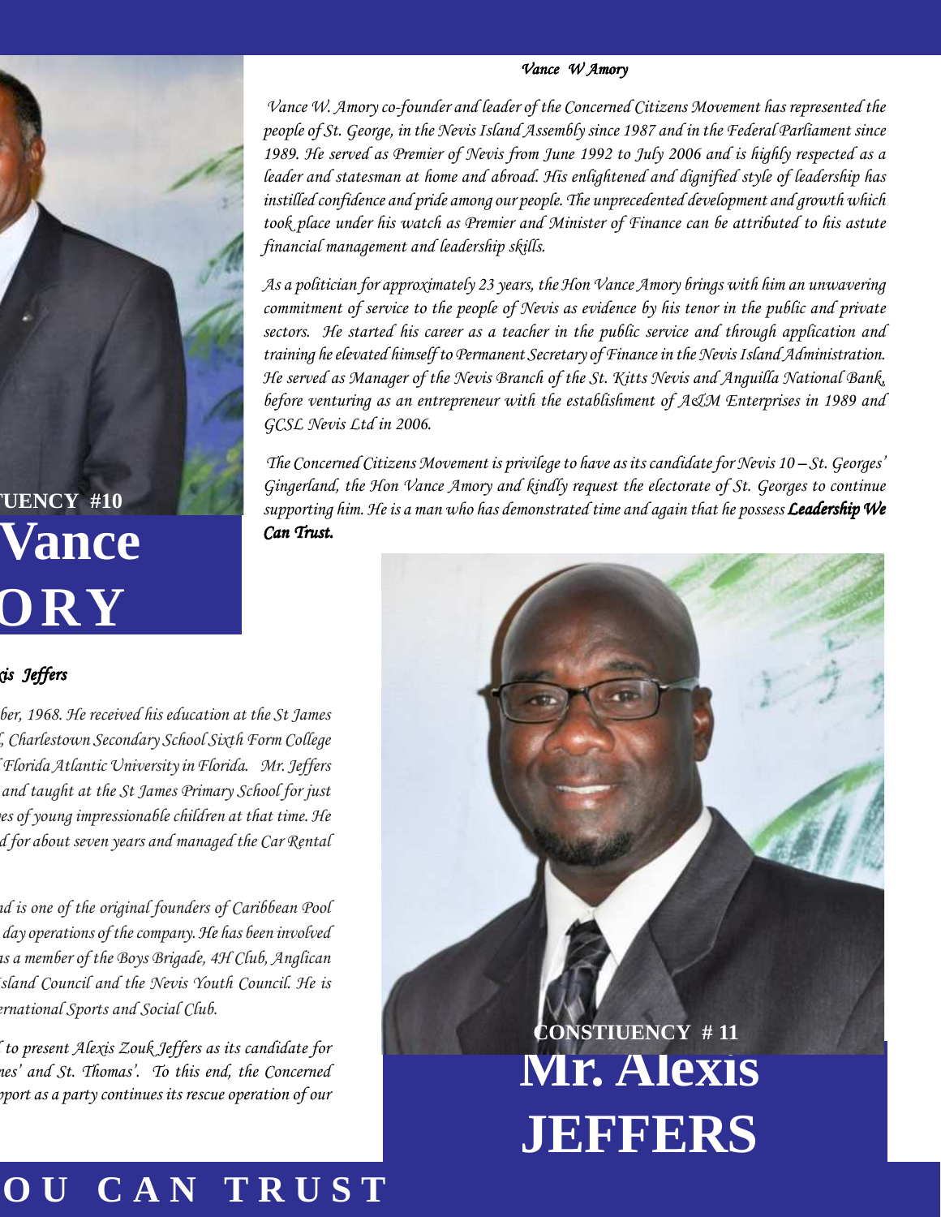### Vance W Amory

*Vance W. Amory co-founder and leader of the Concerned Citizens Movement has represented the people of St. George, in the Nevis Island Assembly since 1987 and in the Federal Parliament since 1989. He served as Premier of Nevis from June 1992 to July 2006 and is highly respected as a leader and statesman at home and abroad. His enlightened and dignified style of leadership has instilled confidence and pride among our people. The unprecedented development and growth which took place under his watch as Premier and Minister of Finance can be attributed to his astute financial management and leadership skills.*

*As a politician for approximately 23 years, the Hon Vance Amory brings with him an unwavering commitment of service to the people of Nevis as evidence by his tenor in the public and private sectors. He started his career as a teacher in the public service and through application and training he elevated himself to Permanent Secretary of Finance in the Nevis Island Administration. He served as Manager of the Nevis Branch of the St. Kitts Nevis and Anguilla National Bank, before venturing as an entrepreneur with the establishment of A&M Enterprises in 1989 and GCSL Nevis Ltd in 2006.*

*The Concerned Citizens Movement is privilege to have as its candidate for Nevis 10 – St. Georges' Gingerland, the Hon Vance Amory and kindly request the electorate of St. Georges to continue supporting him. He is a man who has demonstrated time and again that he possess* ***Leadership We Can Trust.***

**TUENCY #10**

# Vance
# ORY

### xis Jeffers

*ber, 1968. He received his education at the St James , Charlestown Secondary School Sixth Form College Florida Atlantic University in Florida. Mr. Jeffers and taught at the St James Primary School for just es of young impressionable children at that time. He d for about seven years and managed the Car Rental*

*nd is one of the original founders of Caribbean Pool day operations of the company. He has been involved as a member of the Boys Brigade, 4H Club, Anglican Island Council and the Nevis Youth Council. He is ernational Sports and Social Club.*

*to present Alexis Zouk Jeffers as its candidate for nes' and St. Thomas'. To this end, the Concerned pport as a party continues its rescue operation of our*

**CONSTIUENCY # 11**

# Mr. Alexis
# JEFFERS

**OU CAN TRUST**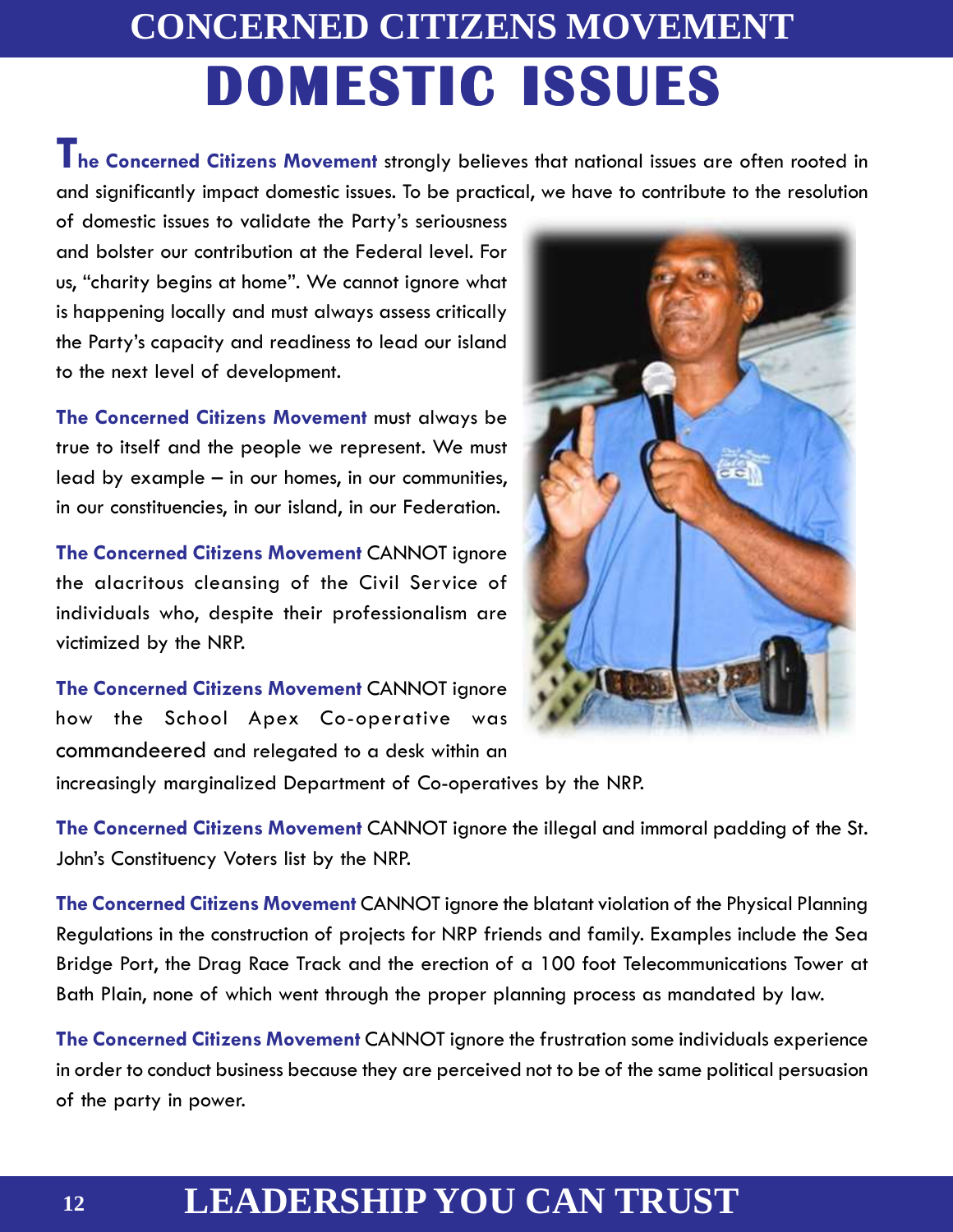# CONCERNED CITIZENS MOVEMENT

# DOMESTIC ISSUES

**The Concerned Citizens Movement** strongly believes that national issues are often rooted in and significantly impact domestic issues. To be practical, we have to contribute to the resolution of domestic issues to validate the Party's seriousness and bolster our contribution at the Federal level. For us, "charity begins at home". We cannot ignore what is happening locally and must always assess critically the Party's capacity and readiness to lead our island to the next level of development.

**The Concerned Citizens Movement** must always be true to itself and the people we represent. We must lead by example – in our homes, in our communities, in our constituencies, in our island, in our Federation.

**The Concerned Citizens Movement** CANNOT ignore the alacritous cleansing of the Civil Service of individuals who, despite their professionalism are victimized by the NRP.

**The Concerned Citizens Movement** CANNOT ignore how the School Apex Co-operative was commandeered and relegated to a desk within an increasingly marginalized Department of Co-operatives by the NRP.

**The Concerned Citizens Movement** CANNOT ignore the illegal and immoral padding of the St. John's Constituency Voters list by the NRP.

**The Concerned Citizens Movement** CANNOT ignore the blatant violation of the Physical Planning Regulations in the construction of projects for NRP friends and family. Examples include the Sea Bridge Port, the Drag Race Track and the erection of a 100 foot Telecommunications Tower at Bath Plain, none of which went through the proper planning process as mandated by law.

**The Concerned Citizens Movement** CANNOT ignore the frustration some individuals experience in order to conduct business because they are perceived not to be of the same political persuasion of the party in power.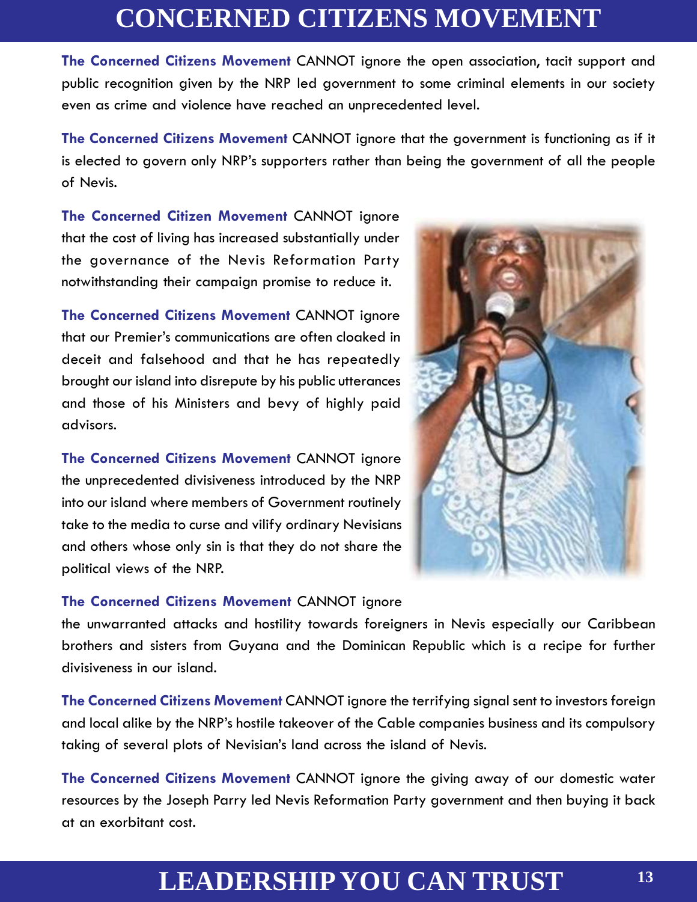# CONCERNED CITIZENS MOVEMENT

**The Concerned Citizens Movement** CANNOT ignore the open association, tacit support and public recognition given by the NRP led government to some criminal elements in our society even as crime and violence have reached an unprecedented level.

**The Concerned Citizens Movement** CANNOT ignore that the government is functioning as if it is elected to govern only NRP's supporters rather than being the government of all the people of Nevis.

**The Concerned Citizen Movement** CANNOT ignore that the cost of living has increased substantially under the governance of the Nevis Reformation Party notwithstanding their campaign promise to reduce it.

**The Concerned Citizens Movement** CANNOT ignore that our Premier's communications are often cloaked in deceit and falsehood and that he has repeatedly brought our island into disrepute by his public utterances and those of his Ministers and bevy of highly paid advisors.

**The Concerned Citizens Movement** CANNOT ignore the unprecedented divisiveness introduced by the NRP into our island where members of Government routinely take to the media to curse and vilify ordinary Nevisians and others whose only sin is that they do not share the political views of the NRP.

**The Concerned Citizens Movement** CANNOT ignore the unwarranted attacks and hostility towards foreigners in Nevis especially our Caribbean brothers and sisters from Guyana and the Dominican Republic which is a recipe for further divisiveness in our island.

**The Concerned Citizens Movement** CANNOT ignore the terrifying signal sent to investors foreign and local alike by the NRP's hostile takeover of the Cable companies business and its compulsory taking of several plots of Nevisian's land across the island of Nevis.

**The Concerned Citizens Movement** CANNOT ignore the giving away of our domestic water resources by the Joseph Parry led Nevis Reformation Party government and then buying it back at an exorbitant cost.

**LEADERSHIP YOU CAN TRUST**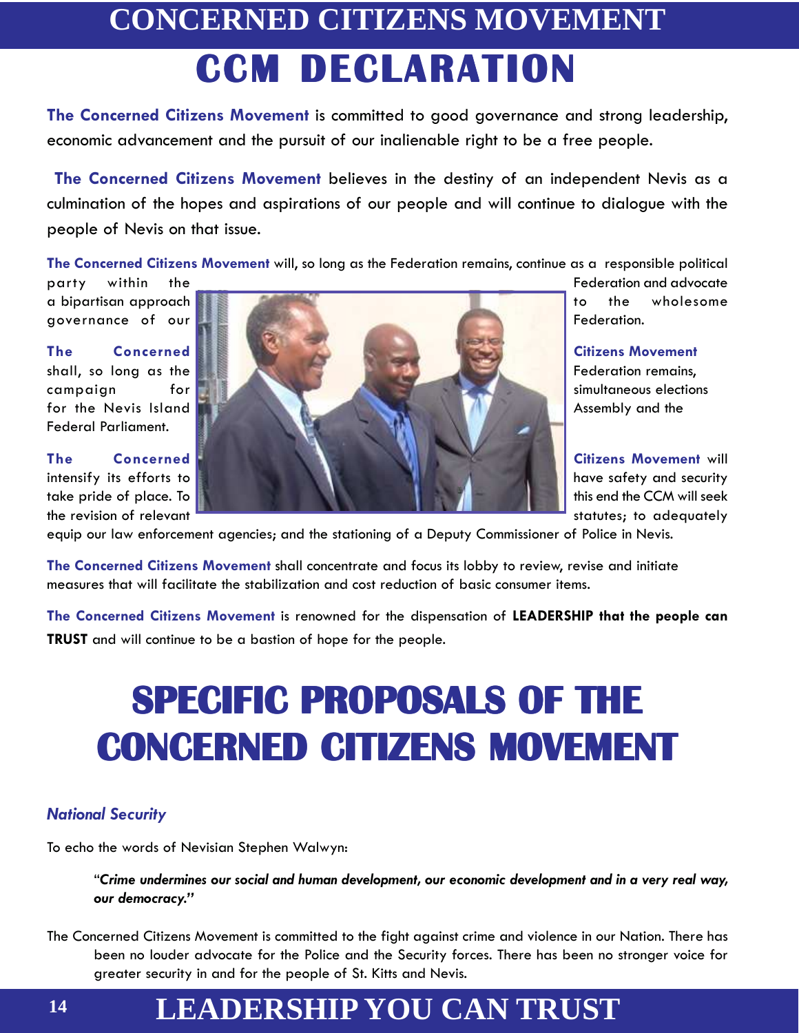# CONCERNED CITIZENS MOVEMENT

# CCM DECLARATION

**The Concerned Citizens Movement** is committed to good governance and strong leadership, economic advancement and the pursuit of our inalienable right to be a free people.

**The Concerned Citizens Movement** believes in the destiny of an independent Nevis as a culmination of the hopes and aspirations of our people and will continue to dialogue with the people of Nevis on that issue.

**The Concerned Citizens Movement** will, so long as the Federation remains, continue as a responsible political party within the Federation and advocate a bipartisan approach to the wholesome governance of our Federation.

**The Concerned Citizens Movement** shall, so long as the Federation remains, campaign for simultaneous elections for the Nevis Island Assembly and the Federal Parliament.

**The Concerned Citizens Movement** will intensify its efforts to have safety and security take pride of place. To this end the CCM will seek the revision of relevant statutes; to adequately equip our law enforcement agencies; and the stationing of a Deputy Commissioner of Police in Nevis.

**The Concerned Citizens Movement** shall concentrate and focus its lobby to review, revise and initiate measures that will facilitate the stabilization and cost reduction of basic consumer items.

**The Concerned Citizens Movement** is renowned for the dispensation of **LEADERSHIP that the people can TRUST** and will continue to be a bastion of hope for the people.

# SPECIFIC PROPOSALS OF THE CONCERNED CITIZENS MOVEMENT

### *National Security*

To echo the words of Nevisian Stephen Walwyn:

> "***Crime undermines our social and human development, our economic development and in a very real way, our democracy."***

The Concerned Citizens Movement is committed to the fight against crime and violence in our Nation. There has been no louder advocate for the Police and the Security forces. There has been no stronger voice for greater security in and for the people of St. Kitts and Nevis.

**LEADERSHIP YOU CAN TRUST**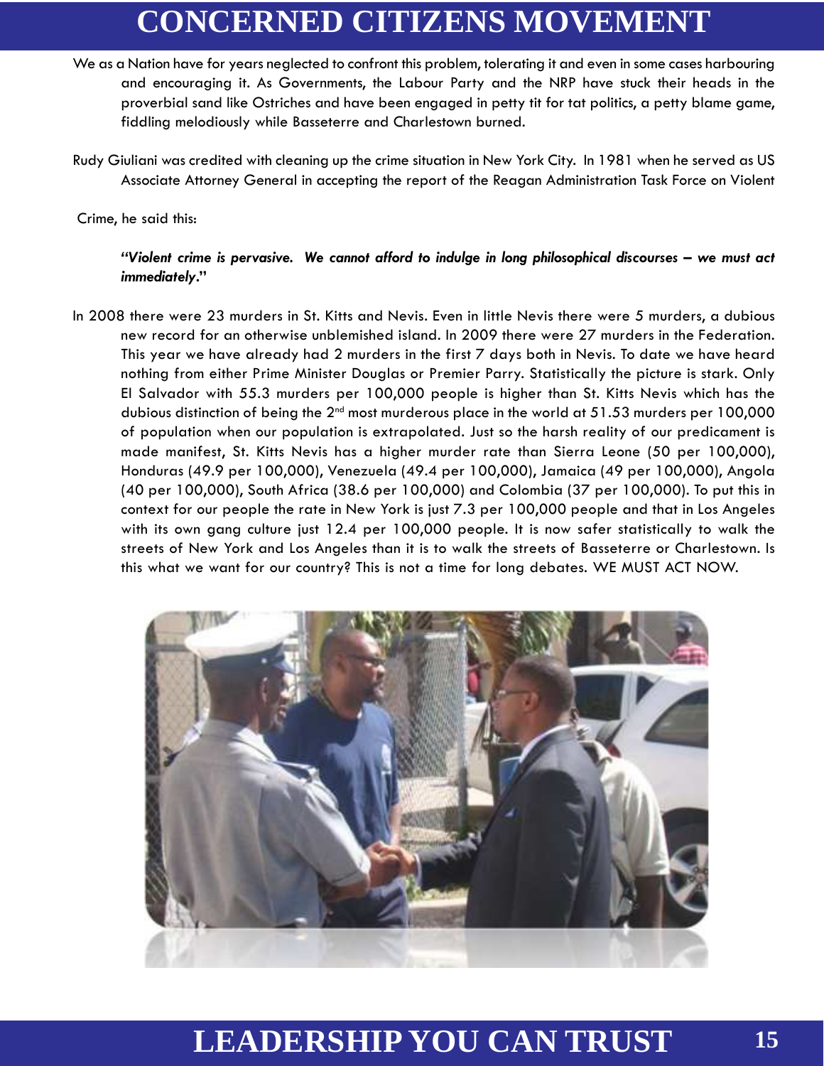We as a Nation have for years neglected to confront this problem, tolerating it and even in some cases harbouring and encouraging it. As Governments, the Labour Party and the NRP have stuck their heads in the proverbial sand like Ostriches and have been engaged in petty tit for tat politics, a petty blame game, fiddling melodiously while Basseterre and Charlestown burned.

Rudy Giuliani was credited with cleaning up the crime situation in New York City. In 1981 when he served as US Associate Attorney General in accepting the report of the Reagan Administration Task Force on Violent Crime, he said this:

> ***"Violent crime is pervasive. We cannot afford to indulge in long philosophical discourses – we must act immediately."***

In 2008 there were 23 murders in St. Kitts and Nevis. Even in little Nevis there were 5 murders, a dubious new record for an otherwise unblemished island. In 2009 there were 27 murders in the Federation. This year we have already had 2 murders in the first 7 days both in Nevis. To date we have heard nothing from either Prime Minister Douglas or Premier Parry. Statistically the picture is stark. Only El Salvador with 55.3 murders per 100,000 people is higher than St. Kitts Nevis which has the dubious distinction of being the 2nd most murderous place in the world at 51.53 murders per 100,000 of population when our population is extrapolated. Just so the harsh reality of our predicament is made manifest, St. Kitts Nevis has a higher murder rate than Sierra Leone (50 per 100,000), Honduras (49.9 per 100,000), Venezuela (49.4 per 100,000), Jamaica (49 per 100,000), Angola (40 per 100,000), South Africa (38.6 per 100,000) and Colombia (37 per 100,000). To put this in context for our people the rate in New York is just 7.3 per 100,000 people and that in Los Angeles with its own gang culture just 12.4 per 100,000 people. It is now safer statistically to walk the streets of New York and Los Angeles than it is to walk the streets of Basseterre or Charlestown. Is this what we want for our country? This is not a time for long debates. WE MUST ACT NOW.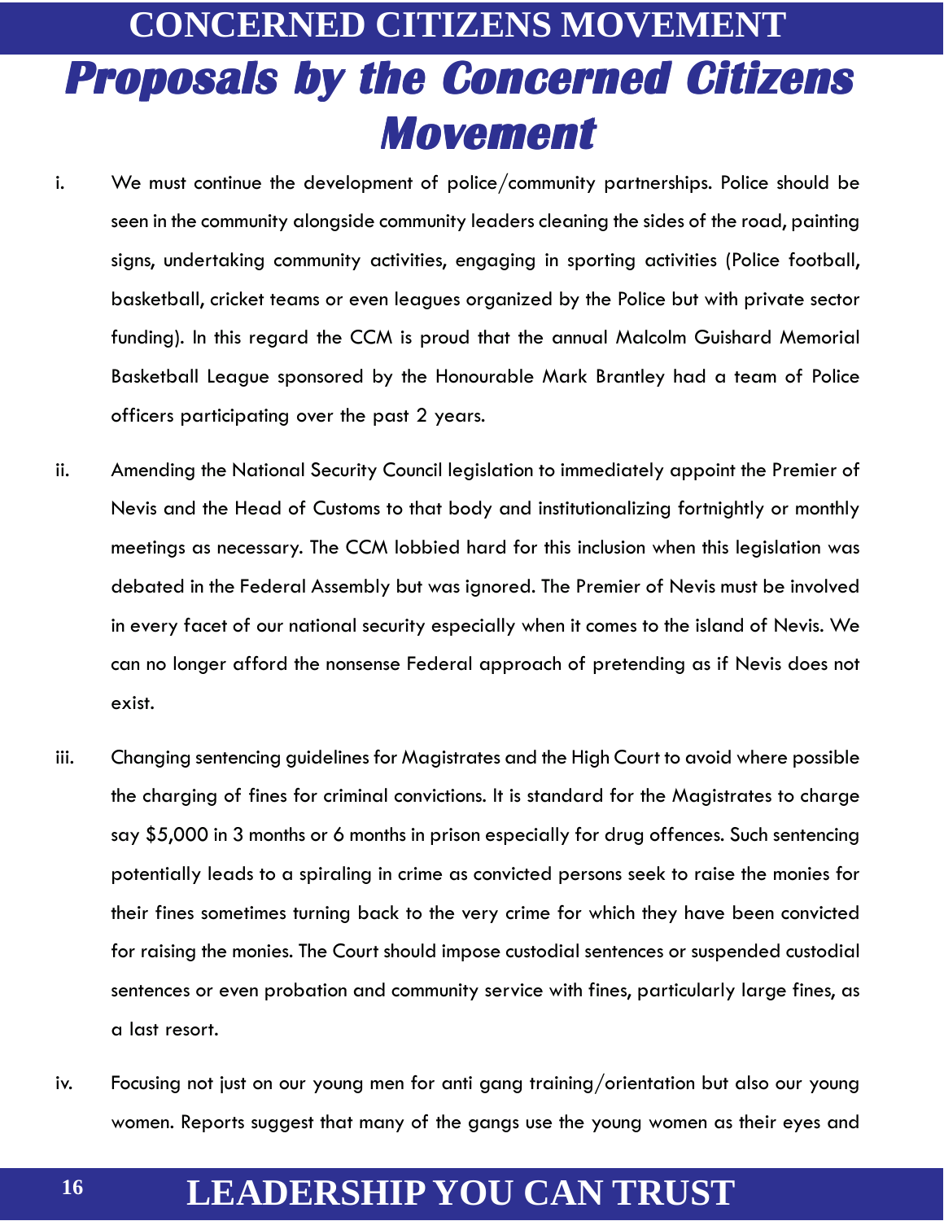# Proposals by the Concerned Citizens Movement

i. We must continue the development of police/community partnerships. Police should be seen in the community alongside community leaders cleaning the sides of the road, painting signs, undertaking community activities, engaging in sporting activities (Police football, basketball, cricket teams or even leagues organized by the Police but with private sector funding). In this regard the CCM is proud that the annual Malcolm Guishard Memorial Basketball League sponsored by the Honourable Mark Brantley had a team of Police officers participating over the past 2 years.

ii. Amending the National Security Council legislation to immediately appoint the Premier of Nevis and the Head of Customs to that body and institutionalizing fortnightly or monthly meetings as necessary. The CCM lobbied hard for this inclusion when this legislation was debated in the Federal Assembly but was ignored. The Premier of Nevis must be involved in every facet of our national security especially when it comes to the island of Nevis. We can no longer afford the nonsense Federal approach of pretending as if Nevis does not exist.

iii. Changing sentencing guidelines for Magistrates and the High Court to avoid where possible the charging of fines for criminal convictions. It is standard for the Magistrates to charge say $5,000 in 3 months or 6 months in prison especially for drug offences. Such sentencing potentially leads to a spiraling in crime as convicted persons seek to raise the monies for their fines sometimes turning back to the very crime for which they have been convicted for raising the monies. The Court should impose custodial sentences or suspended custodial sentences or even probation and community service with fines, particularly large fines, as a last resort.

iv. Focusing not just on our young men for anti gang training/orientation but also our young women. Reports suggest that many of the gangs use the young women as their eyes and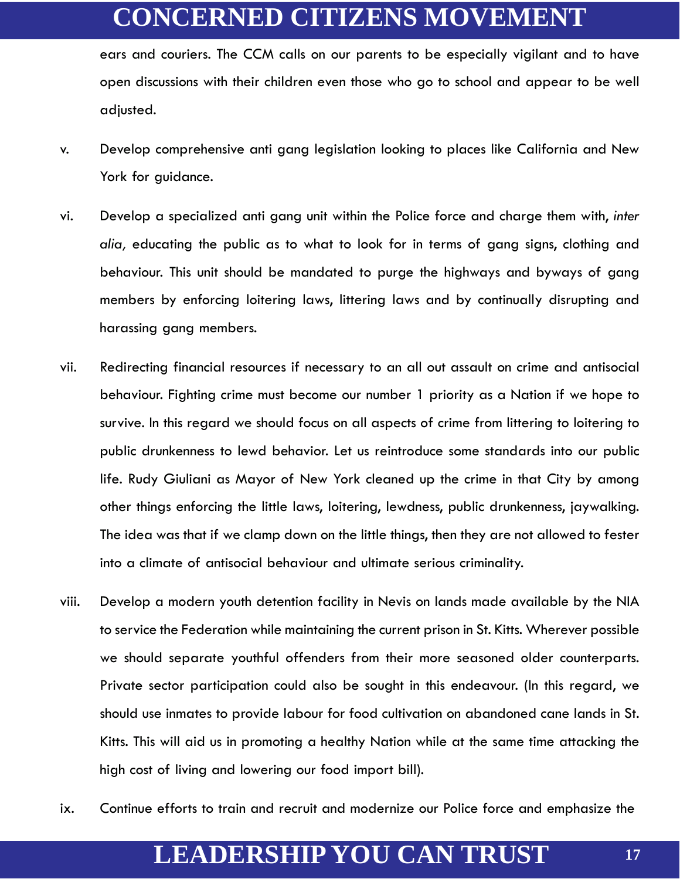ears and couriers. The CCM calls on our parents to be especially vigilant and to have open discussions with their children even those who go to school and appear to be well adjusted.

v. Develop comprehensive anti gang legislation looking to places like California and New York for guidance.

vi. Develop a specialized anti gang unit within the Police force and charge them with, *inter alia,* educating the public as to what to look for in terms of gang signs, clothing and behaviour. This unit should be mandated to purge the highways and byways of gang members by enforcing loitering laws, littering laws and by continually disrupting and harassing gang members.

vii. Redirecting financial resources if necessary to an all out assault on crime and antisocial behaviour. Fighting crime must become our number 1 priority as a Nation if we hope to survive. In this regard we should focus on all aspects of crime from littering to loitering to public drunkenness to lewd behavior. Let us reintroduce some standards into our public life. Rudy Giuliani as Mayor of New York cleaned up the crime in that City by among other things enforcing the little laws, loitering, lewdness, public drunkenness, jaywalking. The idea was that if we clamp down on the little things, then they are not allowed to fester into a climate of antisocial behaviour and ultimate serious criminality.

viii. Develop a modern youth detention facility in Nevis on lands made available by the NIA to service the Federation while maintaining the current prison in St. Kitts. Wherever possible we should separate youthful offenders from their more seasoned older counterparts. Private sector participation could also be sought in this endeavour. (In this regard, we should use inmates to provide labour for food cultivation on abandoned cane lands in St. Kitts. This will aid us in promoting a healthy Nation while at the same time attacking the high cost of living and lowering our food import bill).

ix. Continue efforts to train and recruit and modernize our Police force and emphasize the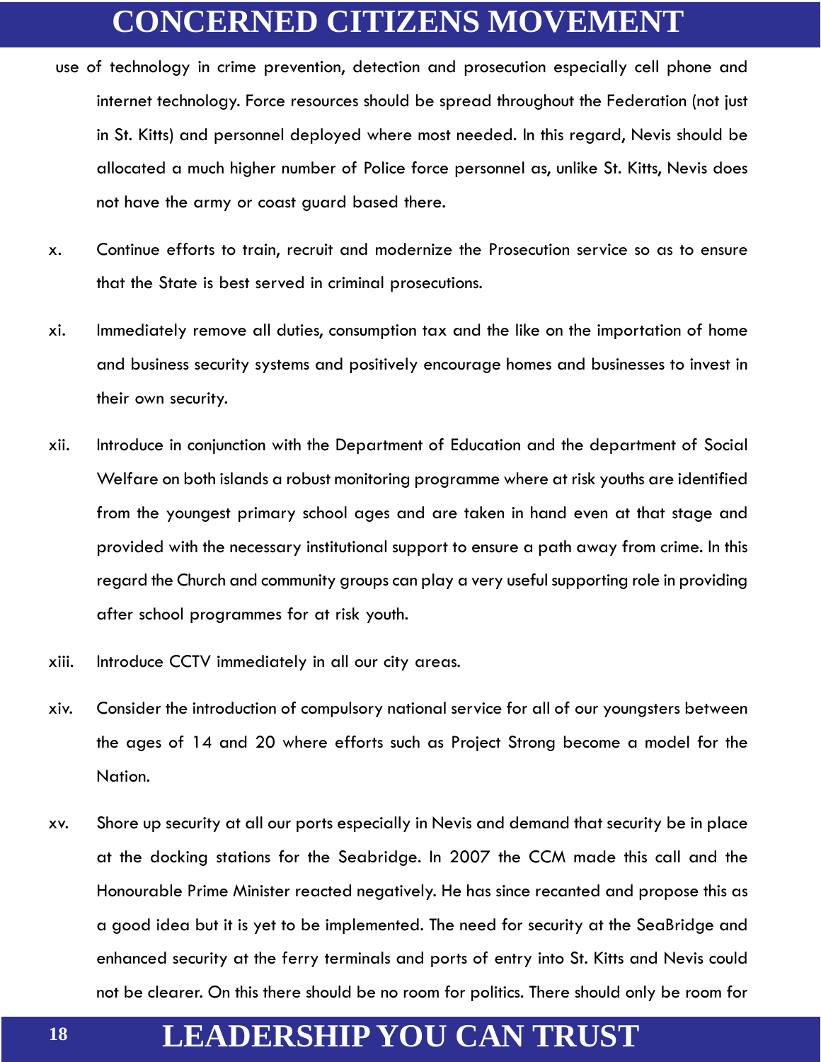use of technology in crime prevention, detection and prosecution especially cell phone and internet technology. Force resources should be spread throughout the Federation (not just in St. Kitts) and personnel deployed where most needed. In this regard, Nevis should be allocated a much higher number of Police force personnel as, unlike St. Kitts, Nevis does not have the army or coast guard based there.

x. Continue efforts to train, recruit and modernize the Prosecution service so as to ensure that the State is best served in criminal prosecutions.

xi. Immediately remove all duties, consumption tax and the like on the importation of home and business security systems and positively encourage homes and businesses to invest in their own security.

xii. Introduce in conjunction with the Department of Education and the department of Social Welfare on both islands a robust monitoring programme where at risk youths are identified from the youngest primary school ages and are taken in hand even at that stage and provided with the necessary institutional support to ensure a path away from crime. In this regard the Church and community groups can play a very useful supporting role in providing after school programmes for at risk youth.

xiii. Introduce CCTV immediately in all our city areas.

xiv. Consider the introduction of compulsory national service for all of our youngsters between the ages of 14 and 20 where efforts such as Project Strong become a model for the Nation.

xv. Shore up security at all our ports especially in Nevis and demand that security be in place at the docking stations for the Seabridge. In 2007 the CCM made this call and the Honourable Prime Minister reacted negatively. He has since recanted and propose this as a good idea but it is yet to be implemented. The need for security at the SeaBridge and enhanced security at the ferry terminals and ports of entry into St. Kitts and Nevis could not be clearer. On this there should be no room for politics. There should only be room for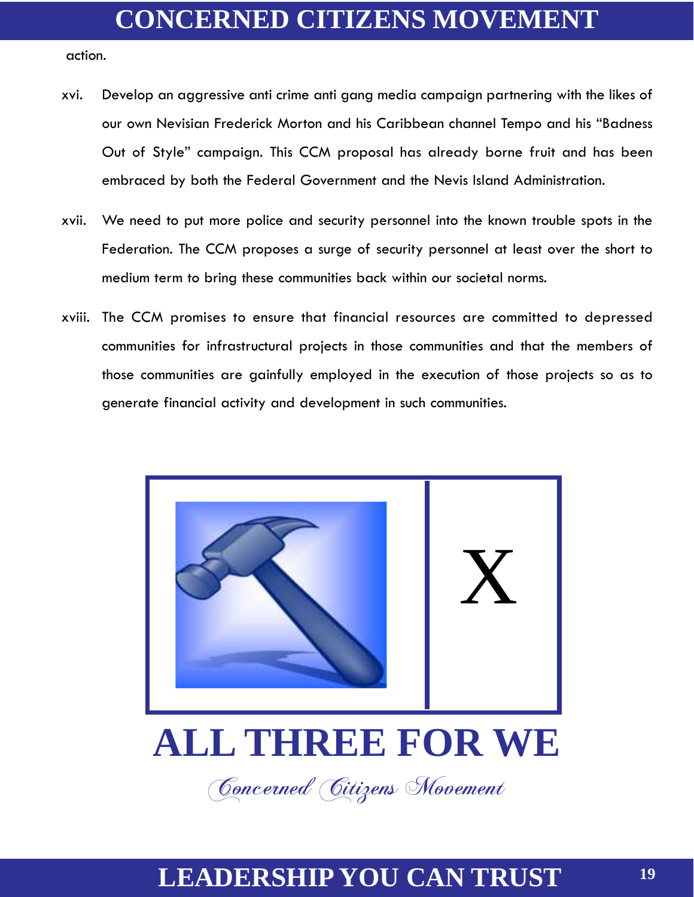action.

xvi. Develop an aggressive anti crime anti gang media campaign partnering with the likes of our own Nevisian Frederick Morton and his Caribbean channel Tempo and his "Badness Out of Style" campaign. This CCM proposal has already borne fruit and has been embraced by both the Federal Government and the Nevis Island Administration.

xvii. We need to put more police and security personnel into the known trouble spots in the Federation. The CCM proposes a surge of security personnel at least over the short to medium term to bring these communities back within our societal norms.

xviii. The CCM promises to ensure that financial resources are committed to depressed communities for infrastructural projects in those communities and that the members of those communities are gainfully employed in the execution of those projects so as to generate financial activity and development in such communities.

X

# ALL THREE FOR WE

*Concerned Citizens Movement*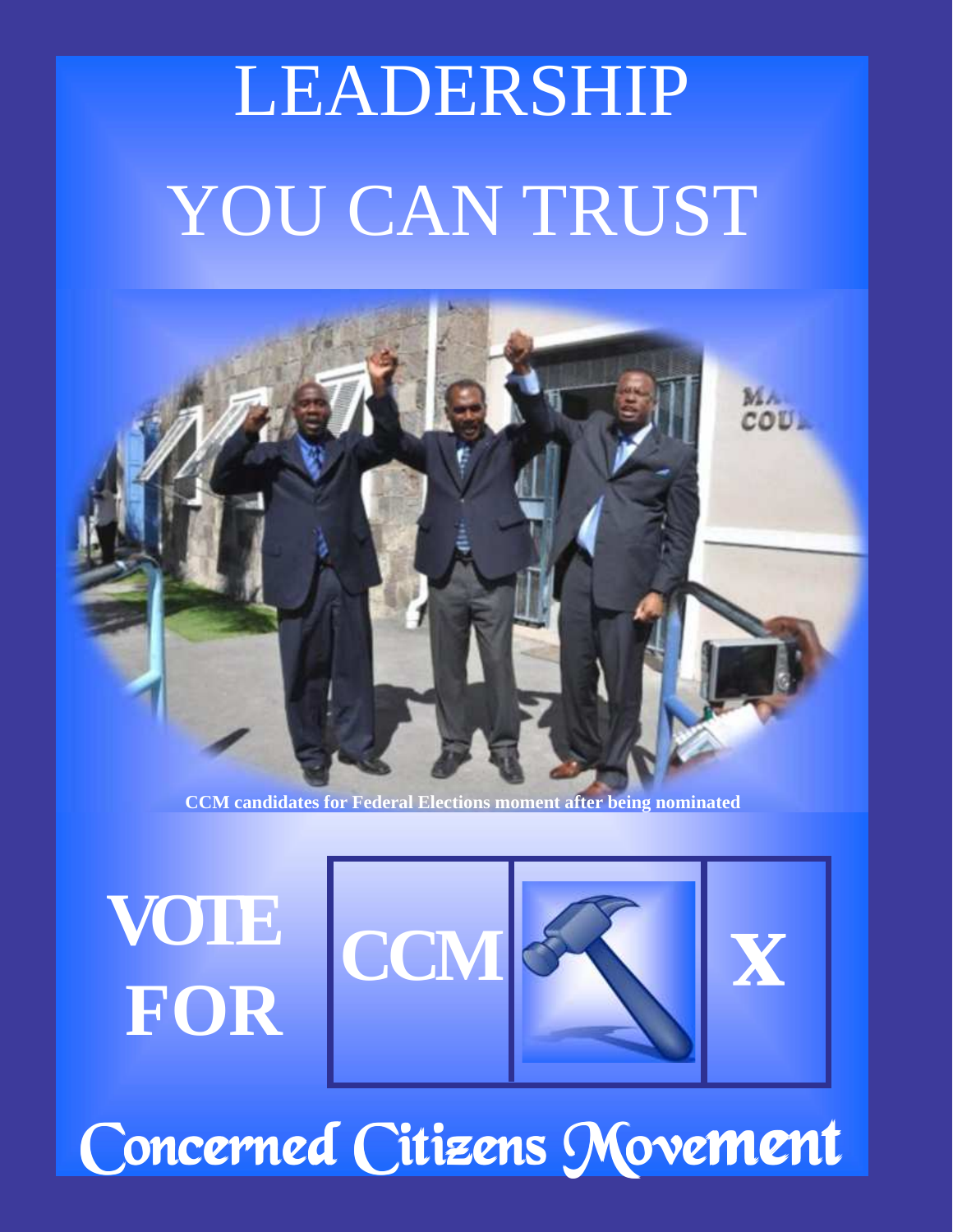# LEADERSHIP
# YOU CAN TRUST

CCM candidates for Federal Elections moment after being nominated

**VOTE FOR** **CCM** **X**

Concerned Citizens Movement